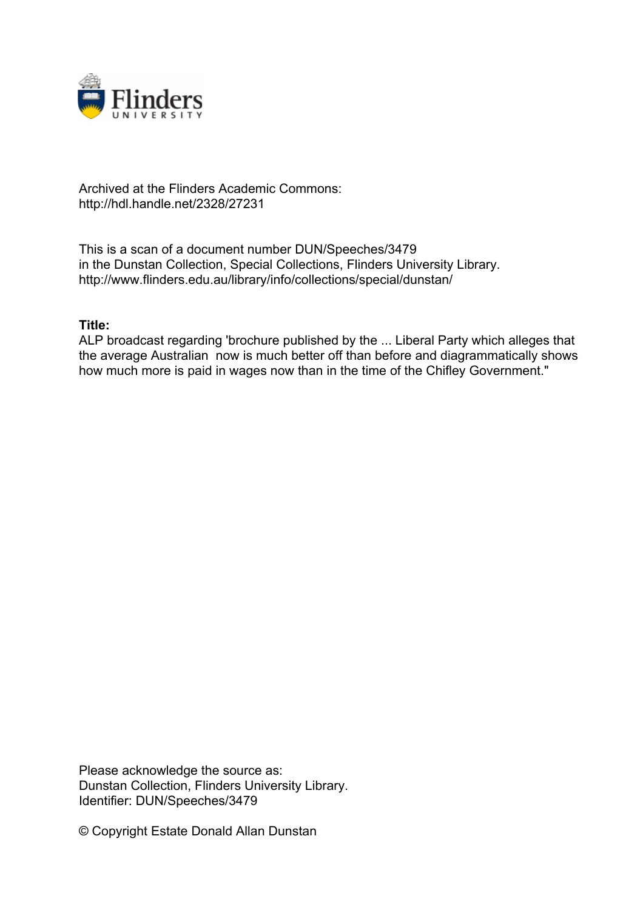Archived at the Flinders Academic Commons:
http://hdl.handle.net/2328/27231

This is a scan of a document number DUN/Speeches/3479
in the Dunstan Collection, Special Collections, Flinders University Library.
http://www.flinders.edu.au/library/info/collections/special/dunstan/

**Title:**
ALP broadcast regarding 'brochure published by the ... Liberal Party which alleges that the average Australian now is much better off than before and diagrammatically shows how much more is paid in wages now than in the time of the Chifley Government."

Please acknowledge the source as:
Dunstan Collection, Flinders University Library.
Identifier: DUN/Speeches/3479

© Copyright Estate Donald Allan Dunstan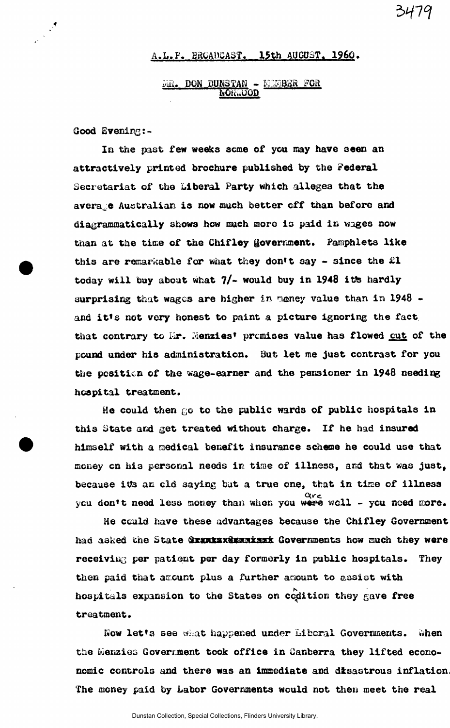A.L.P. BROADCAST. 15th AUGUST, 1960.

MR. DON DUNSTAN - MEMBER FOR NORWOOD

Good Evening:-

In the past few weeks some of you may have seen an attractively printed brochure published by the Federal Secretariat of the Liberal Party which alleges that the average Australian is now much better off than before and diagrammatically shows how much more is paid in wages now than at the time of the Chifley Government. Pamphlets like this are remarkable for what they don't say - since the £1 today will buy about what 7/- would buy in 1948 its hardly surprising that wages are higher in money value than in 1948 - and it's not very honest to paint a picture ignoring the fact that contrary to Mr. Menzies' premises value has flowed out of the pound under his administration. But let me just contrast for you the position of the wage-earner and the pensioner in 1948 needing hospital treatment.

He could then go to the public wards of public hospitals in this State and get treated without charge. If he had insured himself with a medical benefit insurance scheme he could use that money on his personal needs in time of illness, and that was just, because its an old saying but a true one, that in time of illness you don't need less money than when you are well - you need more.

He could have these advantages because the Chifley Government had asked the State Governments how much they were receiving per patient per day formerly in public hospitals. They then paid that amount plus a further amount to assist with hospitals expansion to the States on condition they gave free treatment.

Now let's see what happened under Liberal Governments. When the Menzies Government took office in Canberra they lifted economic controls and there was an immediate and disastrous inflation. The money paid by Labor Governments would not then meet the real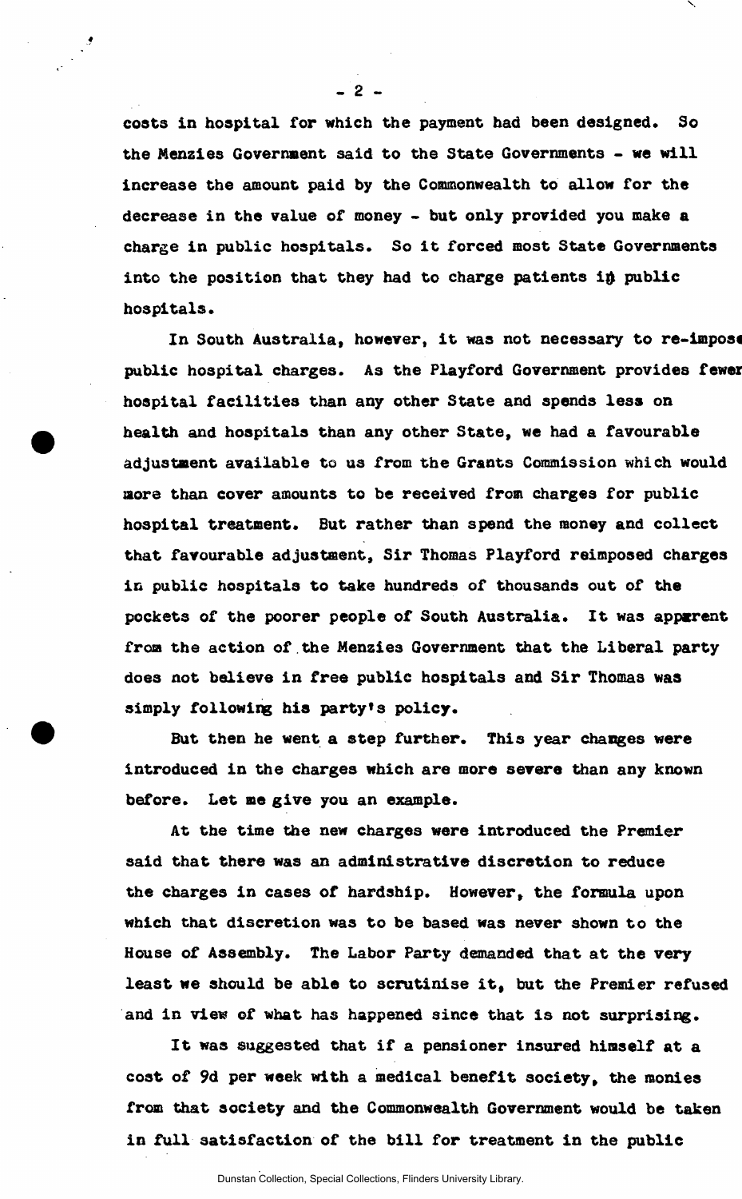costs in hospital for which the payment had been designed. So the Menzies Government said to the State Governments - we will increase the amount paid by the Commonwealth to allow for the decrease in the value of money - but only provided you make a charge in public hospitals. So it forced most State Governments into the position that they had to charge patients in public hospitals.

In South Australia, however, it was not necessary to re-impose public hospital charges. As the Playford Government provides fewer hospital facilities than any other State and spends less on health and hospitals than any other State, we had a favourable adjustment available to us from the Grants Commission which would more than cover amounts to be received from charges for public hospital treatment. But rather than spend the money and collect that favourable adjustment, Sir Thomas Playford reimposed charges in public hospitals to take hundreds of thousands out of the pockets of the poorer people of South Australia. It was apparent from the action of the Menzies Government that the Liberal party does not believe in free public hospitals and Sir Thomas was simply following his party's policy.

But then he went a step further. This year changes were introduced in the charges which are more severe than any known before. Let me give you an example.

At the time the new charges were introduced the Premier said that there was an administrative discretion to reduce the charges in cases of hardship. However, the formula upon which that discretion was to be based was never shown to the House of Assembly. The Labor Party demanded that at the very least we should be able to scrutinise it, but the Premier refused and in view of what has happened since that is not surprising.

It was suggested that if a pensioner insured himself at a cost of 9d per week with a medical benefit society, the monies from that society and the Commonwealth Government would be taken in full satisfaction of the bill for treatment in the public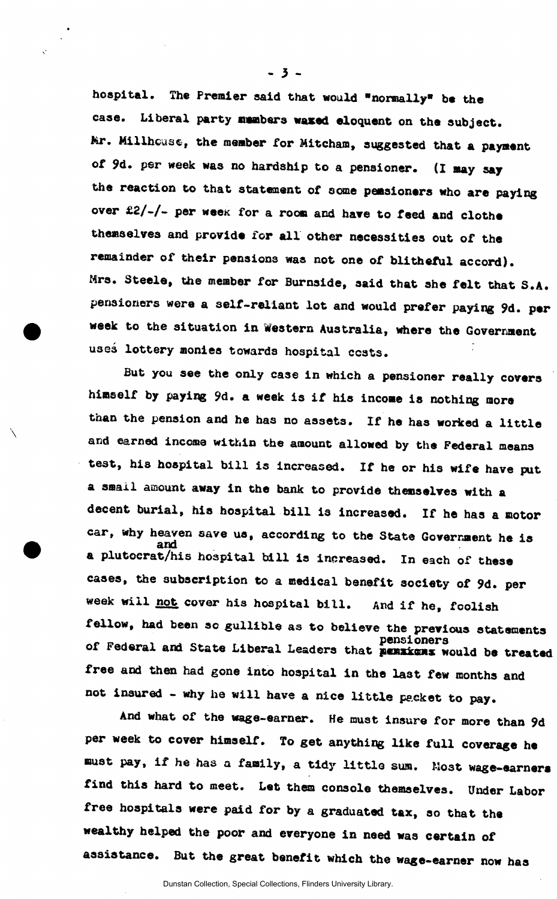hospital. The Premier said that would "normally" be the case. Liberal party members waxed eloquent on the subject. Mr. Millhouse, the member for Mitcham, suggested that a payment of 9d. per week was no hardship to a pensioner. (I may say the reaction to that statement of some pensioners who are paying over £2/-/- per week for a room and have to feed and clothe themselves and provide for all other necessities out of the remainder of their pensions was not one of blitheful accord). Mrs. Steele, the member for Burnside, said that she felt that S.A. pensioners were a self-reliant lot and would prefer paying 9d. per week to the situation in Western Australia, where the Government uses lottery monies towards hospital costs.

But you see the only case in which a pensioner really covers himself by paying 9d. a week is if his income is nothing more than the pension and he has no assets. If he has worked a little and earned income within the amount allowed by the Federal means test, his hospital bill is increased. If he or his wife have put a small amount away in the bank to provide themselves with a decent burial, his hospital bill is increased. If he has a motor car, why heaven save us, according to the State Government he is a plutocrat and his hospital bill is increased. In each of these cases, the subscription to a medical benefit society of 9d. per week will not cover his hospital bill. And if he, foolish fellow, had been so gullible as to believe the previous statements of Federal and State Liberal Leaders that pensioners would be treated free and then had gone into hospital in the last few months and not insured - why he will have a nice little packet to pay.

And what of the wage-earner. He must insure for more than 9d per week to cover himself. To get anything like full coverage he must pay, if he has a family, a tidy little sum. Most wage-earners find this hard to meet. Let them console themselves. Under Labor free hospitals were paid for by a graduated tax, so that the wealthy helped the poor and everyone in need was certain of assistance. But the great benefit which the wage-earner now has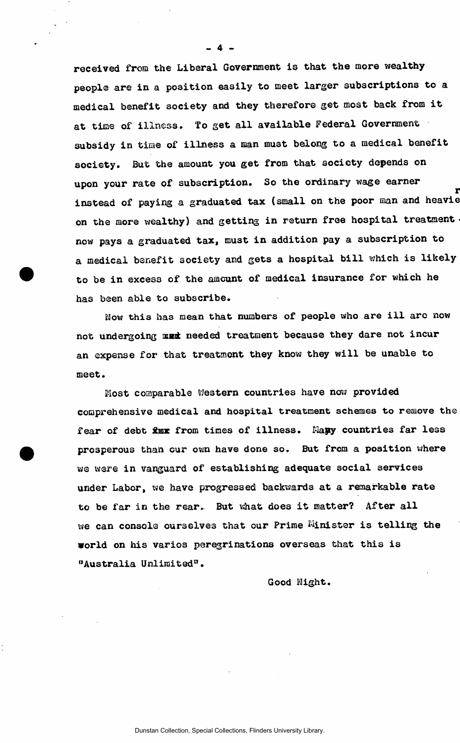received from the Liberal Government is that the more wealthy people are in a position easily to meet larger subscriptions to a medical benefit society and they therefore get most back from it at time of illness. To get all available Federal Government subsidy in time of illness a man must belong to a medical benefit society. But the amount you get from that society depends on upon your rate of subscription. So the ordinary wage earner instead of paying a graduated tax (small on the poor man and heavier on the more wealthy) and getting in return free hospital treatment now pays a graduated tax, must in addition pay a subscription to a medical benefit society and gets a hospital bill which is likely to be in excess of the amount of medical insurance for which he has been able to subscribe.

Now this has mean that numbers of people who are ill are now not undergoing ~~and~~ needed treatment because they dare not incur an expense for that treatment they know they will be unable to meet.

Most comparable Western countries have now provided comprehensive medical and hospital treatment schemes to remove the fear of debt ~~for~~ from times of illness. Many countries far less prosperous than our own have done so. But from a position where we were in vanguard of establishing adequate social services under Labor, we have progressed backwards at a remarkable rate to be far in the rear. But what does it matter? After all we can console ourselves that our Prime Minister is telling the world on his varios peregrinations overseas that this is "Australia Unlimited".

Good Night.